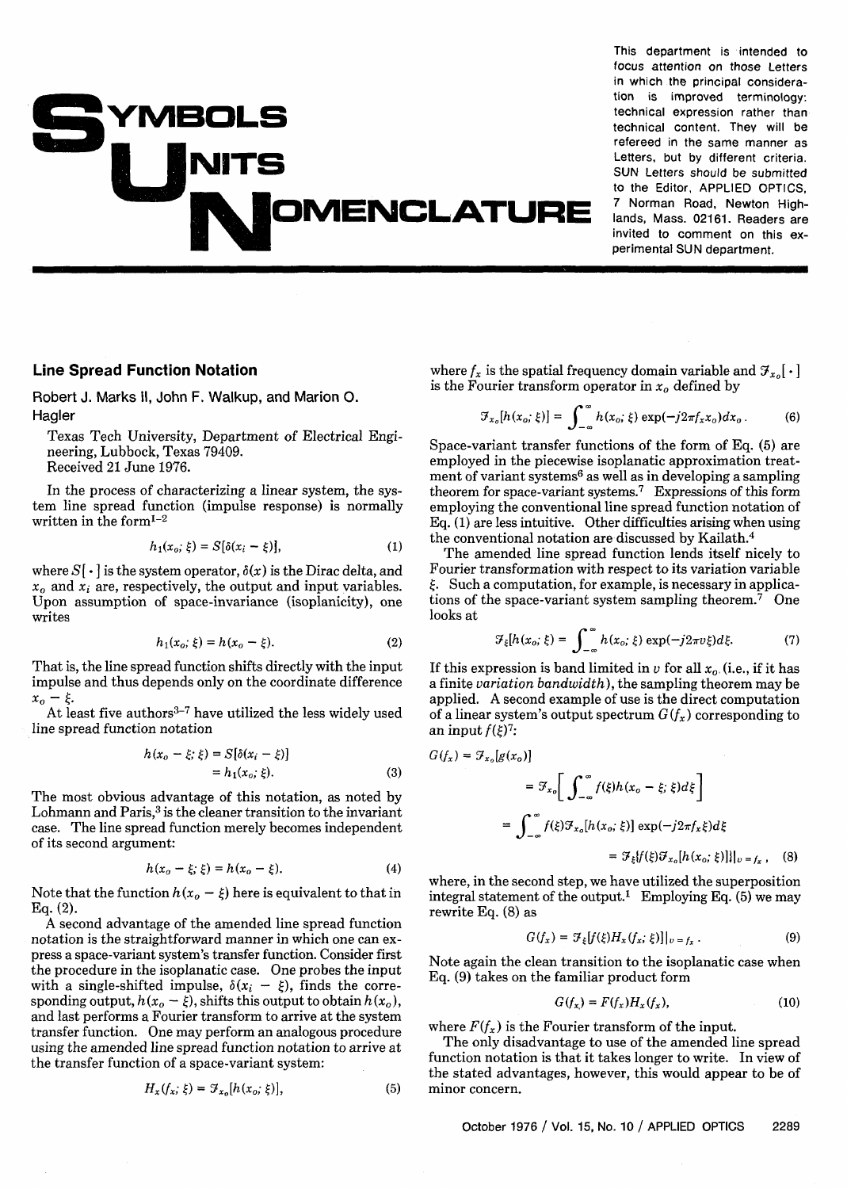# Symbols Units Nomenclature

This department is intended to focus attention on those Letters in which the principal consideration is improved terminology: technical expression rather than technical content. They will be refereed in the same manner as Letters, but by different criteria. SUN Letters should be submitted to the Editor, APPLIED OPTICS, 7 Norman Road, Newton Highlands, Mass. 02161. Readers are invited to comment on this experimental SUN department.

## Line Spread Function Notation

Robert J. Marks II, John F. Walkup, and Marion O. Hagler

Texas Tech University, Department of Electrical Engineering, Lubbock, Texas 79409.
Received 21 June 1976.

In the process of characterizing a linear system, the system line spread function (impulse response) is normally written in the form[1–2]

$$h_1(x_o;\xi) = S[\delta(x_i - \xi)], \tag{1}$$

where $S[\cdot]$ is the system operator, $\delta(x)$ is the Dirac delta, and $x_o$ and $x_i$ are, respectively, the output and input variables. Upon assumption of space-invariance (isoplanicity), one writes

$$h_1(x_o;\xi) = h(x_o - \xi). \tag{2}$$

That is, the line spread function shifts directly with the input impulse and thus depends only on the coordinate difference $x_o - \xi$.

At least five authors[3–7] have utilized the less widely used line spread function notation

$$\begin{aligned} h(x_o - \xi;\xi) &= S[\delta(x_i - \xi)] \\ &= h_1(x_o;\xi). \end{aligned} \tag{3}$$

The most obvious advantage of this notation, as noted by Lohmann and Paris,[3] is the cleaner transition to the invariant case. The line spread function merely becomes independent of its second argument:

$$h(x_o - \xi;\xi) = h(x_o - \xi). \tag{4}$$

Note that the function $h(x_o - \xi)$ here is equivalent to that in Eq. (2).

A second advantage of the amended line spread function notation is the straightforward manner in which one can express a space-variant system's transfer function. Consider first the procedure in the isoplanatic case. One probes the input with a single-shifted impulse, $\delta(x_i - \xi)$, finds the corresponding output, $h(x_o - \xi)$, shifts this output to obtain $h(x_o)$, and last performs a Fourier transform to arrive at the system transfer function. One may perform an analogous procedure using the amended line spread function notation to arrive at the transfer function of a space-variant system:

$$H_x(f_x;\xi) = \mathcal{F}_{x_o}[h(x_o;\xi)], \tag{5}$$

where $f_x$ is the spatial frequency domain variable and $\mathcal{F}_{x_o}[\cdot]$ is the Fourier transform operator in $x_o$ defined by

$$\mathcal{F}_{x_o}[h(x_o;\xi)] = \int_{-\infty}^{\infty} h(x_o;\xi)\exp(-j2\pi f_x x_o)dx_o. \tag{6}$$

Space-variant transfer functions of the form of Eq. (5) are employed in the piecewise isoplanatic approximation treatment of variant systems[6] as well as in developing a sampling theorem for space-variant systems.[7] Expressions of this form employing the conventional line spread function notation of Eq. (1) are less intuitive. Other difficulties arising when using the conventional notation are discussed by Kailath.[4]

The amended line spread function lends itself nicely to Fourier transformation with respect to its variation variable $\xi$. Such a computation, for example, is necessary in applications of the space-variant system sampling theorem.[7] One looks at

$$\mathcal{F}_\xi[h(x_o;\xi)] = \int_{-\infty}^{\infty} h(x_o;\xi)\exp(-j2\pi v\xi)d\xi. \tag{7}$$

If this expression is band limited in $v$ for all $x_o$ (i.e., if it has a finite *variation bandwidth*), the sampling theorem may be applied. A second example of use is the direct computation of a linear system's output spectrum $G(f_x)$ corresponding to an input $f(\xi)$[7]:

$$\begin{aligned} G(f_x) &= \mathcal{F}_{x_o}[g(x_o)] \\ &= \mathcal{F}_{x_o}\left[\int_{-\infty}^{\infty} f(\xi)h(x_o - \xi;\xi)d\xi\right] \\ &= \int_{-\infty}^{\infty} f(\xi)\mathcal{F}_{x_o}[h(x_o;\xi)]\exp(-j2\pi f_x\xi)d\xi \\ &= \mathcal{F}_\xi\{f(\xi)\mathcal{F}_{x_o}[h(x_o;\xi)]\}|_{v=f_x}, \end{aligned} \tag{8}$$

where, in the second step, we have utilized the superposition integral statement of the output.[1] Employing Eq. (5) we may rewrite Eq. (8) as

$$G(f_x) = \mathcal{F}_\xi[f(\xi)H_x(f_x;\xi)]|_{v=f_x}. \tag{9}$$

Note again the clean transition to the isoplanatic case when Eq. (9) takes on the familiar product form

$$G(f_x) = F(f_x)H_x(f_x), \tag{10}$$

where $F(f_x)$ is the Fourier transform of the input.

The only disadvantage to use of the amended line spread function notation is that it takes longer to write. In view of the stated advantages, however, this would appear to be of minor concern.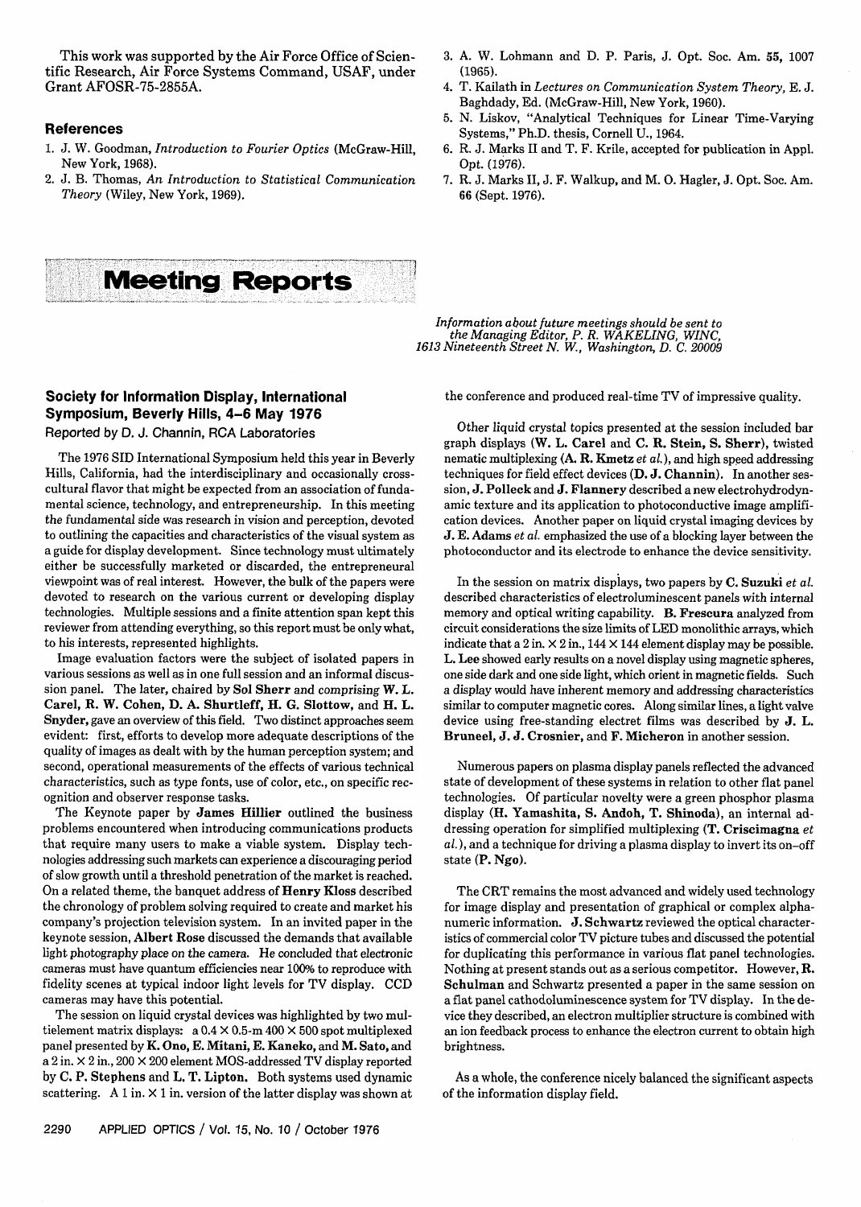This work was supported by the Air Force Office of Scientific Research, Air Force Systems Command, USAF, under Grant AFOSR-75-2855A.

### References

1. J. W. Goodman, *Introduction to Fourier Optics* (McGraw-Hill, New York, 1968).
2. J. B. Thomas, *An Introduction to Statistical Communication Theory* (Wiley, New York, 1969).
3. A. W. Lohmann and D. P. Paris, J. Opt. Soc. Am. **55**, 1007 (1965).
4. T. Kailath in *Lectures on Communication System Theory*, E. J. Baghdady, Ed. (McGraw-Hill, New York, 1960).
5. N. Liskov, "Analytical Techniques for Linear Time-Varying Systems," Ph.D. thesis, Cornell U., 1964.
6. R. J. Marks II and T. F. Krile, accepted for publication in Appl. Opt. (1976).
7. R. J. Marks II, J. F. Walkup, and M. O. Hagler, J. Opt. Soc. Am. **66** (Sept. 1976).

# Meeting Reports

*Information about future meetings should be sent to the Managing Editor, P. R. WAKELING, WINC, 1613 Nineteenth Street N. W., Washington, D. C. 20009*

## Society for Information Display, International Symposium, Beverly Hills, 4–6 May 1976

Reported by D. J. Channin, RCA Laboratories

The 1976 SID International Symposium held this year in Beverly Hills, California, had the interdisciplinary and occasionally cross-cultural flavor that might be expected from an association of fundamental science, technology, and entrepreneurship. In this meeting the fundamental side was research in vision and perception, devoted to outlining the capacities and characteristics of the visual system as a guide for display development. Since technology must ultimately either be successfully marketed or discarded, the entrepreneurial viewpoint was of real interest. However, the bulk of the papers were devoted to research on the various current or developing display technologies. Multiple sessions and a finite attention span kept this reviewer from attending everything, so this report must be only what, to his interests, represented highlights.

Image evaluation factors were the subject of isolated papers in various sessions as well as in one full session and an informal discussion panel. The later, chaired by **Sol Sherr** and comprising **W. L. Carel, R. W. Cohen, D. A. Shurtleff, H. G. Slottow,** and **H. L. Snyder,** gave an overview of this field. Two distinct approaches seem evident: first, efforts to develop more adequate descriptions of the quality of images as dealt with by the human perception system; and second, operational measurements of the effects of various technical characteristics, such as type fonts, use of color, etc., on specific recognition and observer response tasks.

The Keynote paper by **James Hillier** outlined the business problems encountered when introducing communications products that require many users to make a viable system. Display technologies addressing such markets can experience a discouraging period of slow growth until a threshold penetration of the market is reached. On a related theme, the banquet address of **Henry Kloss** described the chronology of problem solving required to create and market his company's projection television system. In an invited paper in the keynote session, **Albert Rose** discussed the demands that available light photography place on the camera. He concluded that electronic cameras must have quantum efficiencies near 100% to reproduce with fidelity scenes at typical indoor light levels for TV display. CCD cameras may have this potential.

The session on liquid crystal devices was highlighted by two multielement matrix displays: a 0.4 × 0.5-m 400 × 500 spot multiplexed panel presented by **K. Ono, E. Mitani, E. Kaneko,** and **M. Sato,** and a 2 in. × 2 in., 200 × 200 element MOS-addressed TV display reported by **C. P. Stephens** and **L. T. Lipton.** Both systems used dynamic scattering. A 1 in. × 1 in. version of the latter display was shown at the conference and produced real-time TV of impressive quality.

Other liquid crystal topics presented at the session included bar graph displays (**W. L. Carel** and **C. R. Stein, S. Sherr**), twisted nematic multiplexing (**A. R. Kmetz** *et al.*), and high speed addressing techniques for field effect devices (**D. J. Channin**). In another session, **J. Polleck** and **J. Flannery** described a new electrohydrodynamic texture and its application to photoconductive image amplification devices. Another paper on liquid crystal imaging devices by **J. E. Adams** *et al.* emphasized the use of a blocking layer between the photoconductor and its electrode to enhance the device sensitivity.

In the session on matrix displays, two papers by **C. Suzuki** *et al.* described characteristics of electroluminescent panels with internal memory and optical writing capability. **B. Frescura** analyzed from circuit considerations the size limits of LED monolithic arrays, which indicate that a 2 in. × 2 in., 144 × 144 element display may be possible. **L. Lee** showed early results on a novel display using magnetic spheres, one side dark and one side light, which orient in magnetic fields. Such a display would have inherent memory and addressing characteristics similar to computer magnetic cores. Along similar lines, a light valve device using free-standing electret films was described by **J. L. Bruneel, J. J. Crosnier,** and **F. Micheron** in another session.

Numerous papers on plasma display panels reflected the advanced state of development of these systems in relation to other flat panel technologies. Of particular novelty were a green phosphor plasma display (**H. Yamashita, S. Andoh, T. Shinoda**), an internal addressing operation for simplified multiplexing (**T. Criscimagna** *et al.*), and a technique for driving a plasma display to invert its on–off state (**P. Ngo**).

The CRT remains the most advanced and widely used technology for image display and presentation of graphical or complex alphanumeric information. **J. Schwartz** reviewed the optical characteristics of commercial color TV picture tubes and discussed the potential for duplicating this performance in various flat panel technologies. Nothing at present stands out as a serious competitor. However, **R. Schulman** and Schwartz presented a paper in the same session on a flat panel cathodoluminescence system for TV display. In the device they described, an electron multiplier structure is combined with an ion feedback process to enhance the electron current to obtain high brightness.

As a whole, the conference nicely balanced the significant aspects of the information display field.